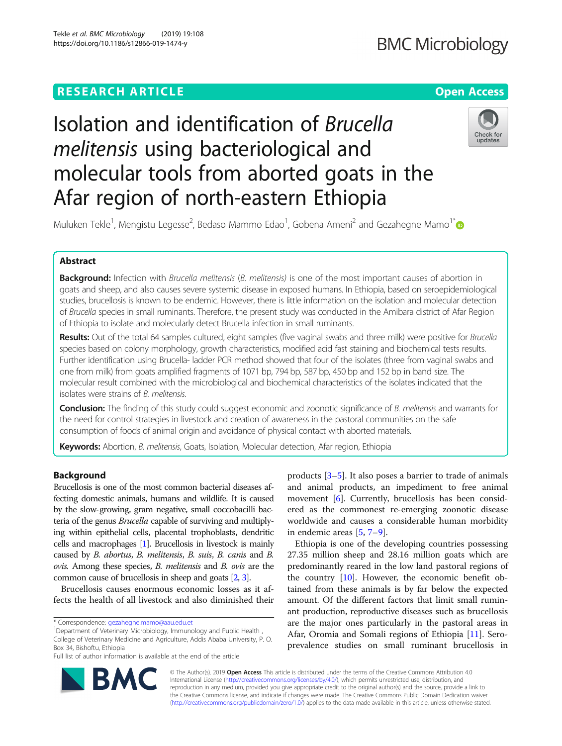# Isolation and identification of *Brucella melitensis* using bacteriological and molecular tools from aborted goats in the Afar region of north-eastern Ethiopia

Muluken Tekle[1], Mengistu Legesse[2], Bedaso Mammo Edao[1], Gobena Ameni[2] and Gezahegne Mamo[1*]

## Abstract

**Background:** Infection with *Brucella melitensis* (*B. melitensis*) is one of the most important causes of abortion in goats and sheep, and also causes severe systemic disease in exposed humans. In Ethiopia, based on seroepidemiological studies, brucellosis is known to be endemic. However, there is little information on the isolation and molecular detection of *Brucella* species in small ruminants. Therefore, the present study was conducted in the Amibara district of Afar Region of Ethiopia to isolate and molecularly detect Brucella infection in small ruminants.

**Results:** Out of the total 64 samples cultured, eight samples (five vaginal swabs and three milk) were positive for *Brucella* species based on colony morphology, growth characteristics, modified acid fast staining and biochemical tests results. Further identification using Brucella- ladder PCR method showed that four of the isolates (three from vaginal swabs and one from milk) from goats amplified fragments of 1071 bp, 794 bp, 587 bp, 450 bp and 152 bp in band size. The molecular result combined with the microbiological and biochemical characteristics of the isolates indicated that the isolates were strains of *B. melitensis*.

**Conclusion:** The finding of this study could suggest economic and zoonotic significance of *B. melitensis* and warrants for the need for control strategies in livestock and creation of awareness in the pastoral communities on the safe consumption of foods of animal origin and avoidance of physical contact with aborted materials.

**Keywords:** Abortion, *B. melitensis*, Goats, Isolation, Molecular detection, Afar region, Ethiopia

## Background

Brucellosis is one of the most common bacterial diseases affecting domestic animals, humans and wildlife. It is caused by the slow-growing, gram negative, small coccobacilli bacteria of the genus *Brucella* capable of surviving and multiplying within epithelial cells, placental trophoblasts, dendritic cells and macrophages [1]. Brucellosis in livestock is mainly caused by *B. abortus*, *B. melitensis*, *B. suis*, *B. canis* and *B. ovis*. Among these species, *B. melitensis* and *B. ovis* are the common cause of brucellosis in sheep and goats [2, 3].

Brucellosis causes enormous economic losses as it affects the health of all livestock and also diminished their products [3–5]. It also poses a barrier to trade of animals and animal products, an impediment to free animal movement [6]. Currently, brucellosis has been considered as the commonest re-emerging zoonotic disease worldwide and causes a considerable human morbidity in endemic areas [5, 7–9].

Ethiopia is one of the developing countries possessing 27.35 million sheep and 28.16 million goats which are predominantly reared in the low land pastoral regions of the country [10]. However, the economic benefit obtained from these animals is by far below the expected amount. Of the different factors that limit small ruminant production, reproductive diseases such as brucellosis are the major ones particularly in the pastoral areas in Afar, Oromia and Somali regions of Ethiopia [11]. Seroprevalence studies on small ruminant brucellosis in

\* Correspondence: gezahegne.mamo@aau.edu.et
[1]Department of Veterinary Microbiology, Immunology and Public Health , College of Veterinary Medicine and Agriculture, Addis Ababa University, P. O. Box 34, Bishoftu, Ethiopia
Full list of author information is available at the end of the article

© The Author(s). 2019 **Open Access** This article is distributed under the terms of the Creative Commons Attribution 4.0 International License (http://creativecommons.org/licenses/by/4.0/), which permits unrestricted use, distribution, and reproduction in any medium, provided you give appropriate credit to the original author(s) and the source, provide a link to the Creative Commons license, and indicate if changes were made. The Creative Commons Public Domain Dedication waiver (http://creativecommons.org/publicdomain/zero/1.0/) applies to the data made available in this article, unless otherwise stated.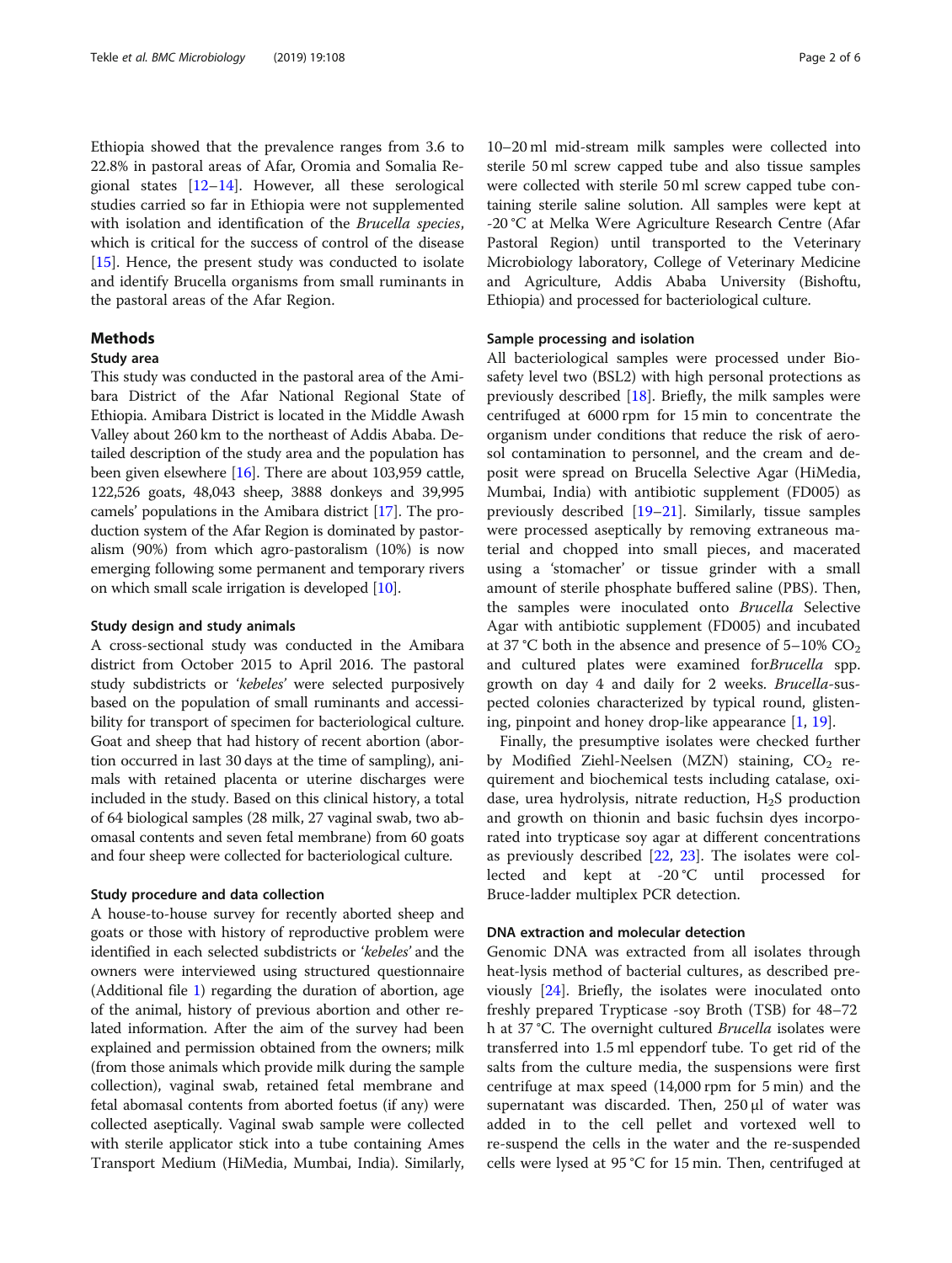Ethiopia showed that the prevalence ranges from 3.6 to 22.8% in pastoral areas of Afar, Oromia and Somalia Regional states [12–14]. However, all these serological studies carried so far in Ethiopia were not supplemented with isolation and identification of the *Brucella species*, which is critical for the success of control of the disease [15]. Hence, the present study was conducted to isolate and identify Brucella organisms from small ruminants in the pastoral areas of the Afar Region.

## Methods

### Study area

This study was conducted in the pastoral area of the Amibara District of the Afar National Regional State of Ethiopia. Amibara District is located in the Middle Awash Valley about 260 km to the northeast of Addis Ababa. Detailed description of the study area and the population has been given elsewhere [16]. There are about 103,959 cattle, 122,526 goats, 48,043 sheep, 3888 donkeys and 39,995 camels' populations in the Amibara district [17]. The production system of the Afar Region is dominated by pastoralism (90%) from which agro-pastoralism (10%) is now emerging following some permanent and temporary rivers on which small scale irrigation is developed [10].

### Study design and study animals

A cross-sectional study was conducted in the Amibara district from October 2015 to April 2016. The pastoral study subdistricts or '*kebeles*' were selected purposively based on the population of small ruminants and accessibility for transport of specimen for bacteriological culture. Goat and sheep that had history of recent abortion (abortion occurred in last 30 days at the time of sampling), animals with retained placenta or uterine discharges were included in the study. Based on this clinical history, a total of 64 biological samples (28 milk, 27 vaginal swab, two abomasal contents and seven fetal membrane) from 60 goats and four sheep were collected for bacteriological culture.

### Study procedure and data collection

A house-to-house survey for recently aborted sheep and goats or those with history of reproductive problem were identified in each selected subdistricts or '*kebeles*' and the owners were interviewed using structured questionnaire (Additional file 1) regarding the duration of abortion, age of the animal, history of previous abortion and other related information. After the aim of the survey had been explained and permission obtained from the owners; milk (from those animals which provide milk during the sample collection), vaginal swab, retained fetal membrane and fetal abomasal contents from aborted foetus (if any) were collected aseptically. Vaginal swab sample were collected with sterile applicator stick into a tube containing Ames Transport Medium (HiMedia, Mumbai, India). Similarly, 10–20 ml mid-stream milk samples were collected into sterile 50 ml screw capped tube and also tissue samples were collected with sterile 50 ml screw capped tube containing sterile saline solution. All samples were kept at -20 °C at Melka Were Agriculture Research Centre (Afar Pastoral Region) until transported to the Veterinary Microbiology laboratory, College of Veterinary Medicine and Agriculture, Addis Ababa University (Bishoftu, Ethiopia) and processed for bacteriological culture.

### Sample processing and isolation

All bacteriological samples were processed under Biosafety level two (BSL2) with high personal protections as previously described [18]. Briefly, the milk samples were centrifuged at 6000 rpm for 15 min to concentrate the organism under conditions that reduce the risk of aerosol contamination to personnel, and the cream and deposit were spread on Brucella Selective Agar (HiMedia, Mumbai, India) with antibiotic supplement (FD005) as previously described [19–21]. Similarly, tissue samples were processed aseptically by removing extraneous material and chopped into small pieces, and macerated using a 'stomacher' or tissue grinder with a small amount of sterile phosphate buffered saline (PBS). Then, the samples were inoculated onto *Brucella* Selective Agar with antibiotic supplement (FD005) and incubated at 37 °C both in the absence and presence of 5–10% $CO_2$ and cultured plates were examined for*Brucella* spp. growth on day 4 and daily for 2 weeks. *Brucella*-suspected colonies characterized by typical round, glistening, pinpoint and honey drop-like appearance [1, 19].

Finally, the presumptive isolates were checked further by Modified Ziehl-Neelsen (MZN) staining, $CO_2$ requirement and biochemical tests including catalase, oxidase, urea hydrolysis, nitrate reduction, $H_2S$ production and growth on thionin and basic fuchsin dyes incorporated into trypticase soy agar at different concentrations as previously described [22, 23]. The isolates were collected and kept at -20 °C until processed for Bruce-ladder multiplex PCR detection.

### DNA extraction and molecular detection

Genomic DNA was extracted from all isolates through heat-lysis method of bacterial cultures, as described previously [24]. Briefly, the isolates were inoculated onto freshly prepared Trypticase -soy Broth (TSB) for 48–72 h at 37 °C. The overnight cultured *Brucella* isolates were transferred into 1.5 ml eppendorf tube. To get rid of the salts from the culture media, the suspensions were first centrifuge at max speed (14,000 rpm for 5 min) and the supernatant was discarded. Then, 250 μl of water was added in to the cell pellet and vortexed well to re-suspend the cells in the water and the re-suspended cells were lysed at 95 °C for 15 min. Then, centrifuged at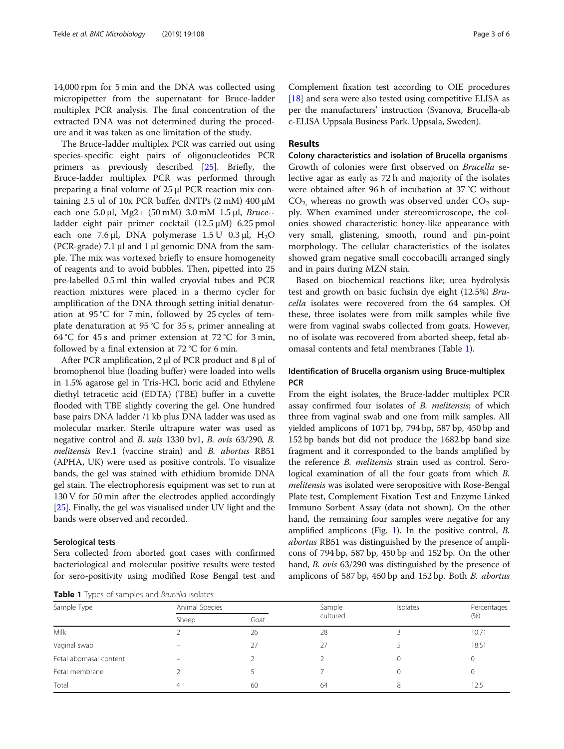14,000 rpm for 5 min and the DNA was collected using micropipetter from the supernatant for Bruce-ladder multiplex PCR analysis. The final concentration of the extracted DNA was not determined during the procedure and it was taken as one limitation of the study.

The Bruce-ladder multiplex PCR was carried out using species-specific eight pairs of oligonucleotides PCR primers as previously described [25]. Briefly, the Bruce-ladder multiplex PCR was performed through preparing a final volume of 25 μl PCR reaction mix containing 2.5 ul of 10x PCR buffer, dNTPs (2 mM) 400 μM each one 5.0 μl, $Mg^{2+}$ (50 mM) 3.0 mM 1.5 μl, *Bruce*--ladder eight pair primer cocktail (12.5 μM) 6.25 pmol each one 7.6 μl, DNA polymerase 1.5 U 0.3 μl, $H_2O$ (PCR-grade) 7.1 μl and 1 μl genomic DNA from the sample. The mix was vortexed briefly to ensure homogeneity of reagents and to avoid bubbles. Then, pipetted into 25 pre-labelled 0.5 ml thin walled cryovial tubes and PCR reaction mixtures were placed in a thermo cycler for amplification of the DNA through setting initial denaturation at 95 °C for 7 min, followed by 25 cycles of template denaturation at 95 °C for 35 s, primer annealing at 64 °C for 45 s and primer extension at 72 °C for 3 min, followed by a final extension at 72 °C for 6 min.

After PCR amplification, 2 μl of PCR product and 8 μl of bromophenol blue (loading buffer) were loaded into wells in 1.5% agarose gel in Tris-HCl, boric acid and Ethylene diethyl tetracetic acid (EDTA) (TBE) buffer in a cuvette flooded with TBE slightly covering the gel. One hundred base pairs DNA ladder /1 kb plus DNA ladder was used as molecular marker. Sterile ultrapure water was used as negative control and *B. suis* 1330 bv1, *B. ovis* 63/290, *B. melitensis* Rev.1 (vaccine strain) and *B. abortus* RB51 (APHA, UK) were used as positive controls. To visualize bands, the gel was stained with ethidium bromide DNA gel stain. The electrophoresis equipment was set to run at 130 V for 50 min after the electrodes applied accordingly [25]. Finally, the gel was visualised under UV light and the bands were observed and recorded.

### Serological tests

Sera collected from aborted goat cases with confirmed bacteriological and molecular positive results were tested for sero-positivity using modified Rose Bengal test and Complement fixation test according to OIE procedures [18] and sera were also tested using competitive ELISA as per the manufacturers' instruction (Svanova, Brucella-ab c-ELISA Uppsala Business Park. Uppsala, Sweden).

## Results

### Colony characteristics and isolation of Brucella organisms

Growth of colonies were first observed on *Brucella* selective agar as early as 72 h and majority of the isolates were obtained after 96 h of incubation at 37 °C without $CO_2$, whereas no growth was observed under $CO_2$ supply. When examined under stereomicroscope, the colonies showed characteristic honey-like appearance with very small, glistening, smooth, round and pin-point morphology. The cellular characteristics of the isolates showed gram negative small coccobacilli arranged singly and in pairs during MZN stain.

Based on biochemical reactions like; urea hydrolysis test and growth on basic fuchsin dye eight (12.5%) *Brucella* isolates were recovered from the 64 samples. Of these, three isolates were from milk samples while five were from vaginal swabs collected from goats. However, no of isolate was recovered from aborted sheep, fetal abomasal contents and fetal membranes (Table 1).

### Identification of Brucella organism using Bruce-multiplex PCR

From the eight isolates, the Bruce-ladder multiplex PCR assay confirmed four isolates of *B. melitensis*; of which three from vaginal swab and one from milk samples. All yielded amplicons of 1071 bp, 794 bp, 587 bp, 450 bp and 152 bp bands but did not produce the 1682 bp band size fragment and it corresponded to the bands amplified by the reference *B. melitensis* strain used as control. Serological examination of all the four goats from which *B. melitensis* was isolated were seropositive with Rose-Bengal Plate test, Complement Fixation Test and Enzyme Linked Immuno Sorbent Assay (data not shown). On the other hand, the remaining four samples were negative for any amplified amplicons (Fig. 1). In the positive control, *B. abortus* RB51 was distinguished by the presence of amplicons of 794 bp, 587 bp, 450 bp and 152 bp. On the other hand, *B. ovis* 63/290 was distinguished by the presence of amplicons of 587 bp, 450 bp and 152 bp. Both *B. abortus*

**Table 1** Types of samples and *Brucella* isolates

| Sample Type | Animal Species | | Sample cultured | Isolates | Percentages (%) |
|---|---|---|---|---|---|
| | Sheep | Goat | | | |
| Milk | 2 | 26 | 28 | 3 | 10.71 |
| Vaginal swab | – | 27 | 27 | 5 | 18.51 |
| Fetal abomasal content | – | 2 | 2 | 0 | 0 |
| Fetal membrane | 2 | 5 | 7 | 0 | 0 |
| Total | 4 | 60 | 64 | 8 | 12.5 |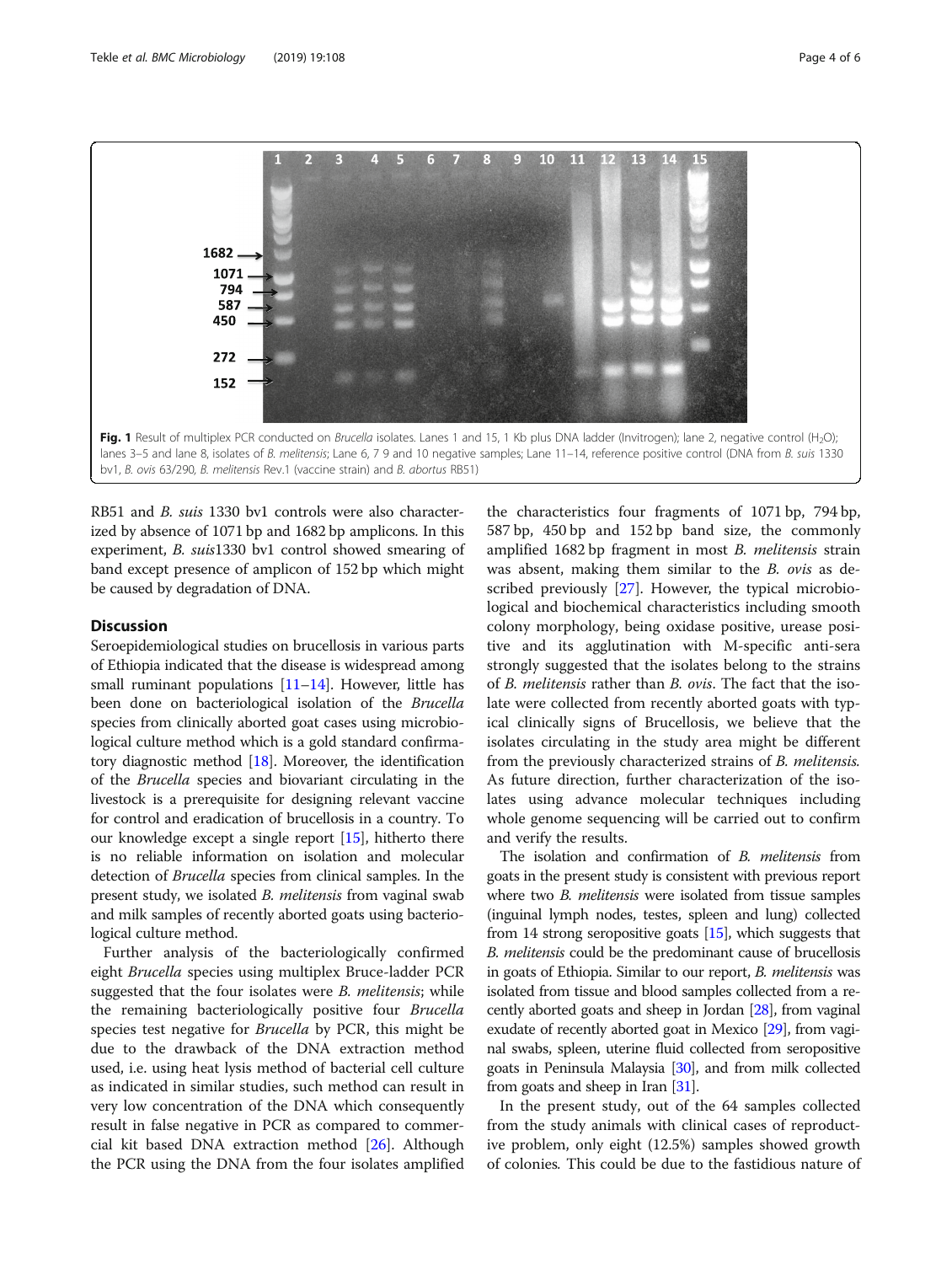1 2 3 4 5 6 7 8 9 10 11 12 13 14 15

1682

1071

794

587

450

272

152

**Fig. 1** Result of multiplex PCR conducted on *Brucella* isolates. Lanes 1 and 15, 1 Kb plus DNA ladder (Invitrogen); lane 2, negative control ($H_2O$); lanes 3–5 and lane 8, isolates of *B. melitensis*; Lane 6, 7 9 and 10 negative samples; Lane 11–14, reference positive control (DNA from *B. suis* 1330 bv1, *B. ovis* 63/290, *B. melitensis* Rev.1 (vaccine strain) and *B. abortus* RB51)

RB51 and *B. suis* 1330 bv1 controls were also characterized by absence of 1071 bp and 1682 bp amplicons. In this experiment, *B. suis*1330 bv1 control showed smearing of band except presence of amplicon of 152 bp which might be caused by degradation of DNA.

## Discussion

Seroepidemiological studies on brucellosis in various parts of Ethiopia indicated that the disease is widespread among small ruminant populations [11–14]. However, little has been done on bacteriological isolation of the *Brucella* species from clinically aborted goat cases using microbiological culture method which is a gold standard confirmatory diagnostic method [18]. Moreover, the identification of the *Brucella* species and biovariant circulating in the livestock is a prerequisite for designing relevant vaccine for control and eradication of brucellosis in a country. To our knowledge except a single report [15], hitherto there is no reliable information on isolation and molecular detection of *Brucella* species from clinical samples. In the present study, we isolated *B. melitensis* from vaginal swab and milk samples of recently aborted goats using bacteriological culture method.

Further analysis of the bacteriologically confirmed eight *Brucella* species using multiplex Bruce-ladder PCR suggested that the four isolates were *B. melitensis*; while the remaining bacteriologically positive four *Brucella* species test negative for *Brucella* by PCR, this might be due to the drawback of the DNA extraction method used, i.e. using heat lysis method of bacterial cell culture as indicated in similar studies, such method can result in very low concentration of the DNA which consequently result in false negative in PCR as compared to commercial kit based DNA extraction method [26]. Although the PCR using the DNA from the four isolates amplified the characteristics four fragments of 1071 bp, 794 bp, 587 bp, 450 bp and 152 bp band size, the commonly amplified 1682 bp fragment in most *B. melitensis* strain was absent, making them similar to the *B. ovis* as described previously [27]. However, the typical microbiological and biochemical characteristics including smooth colony morphology, being oxidase positive, urease positive and its agglutination with M-specific anti-sera strongly suggested that the isolates belong to the strains of *B. melitensis* rather than *B. ovis*. The fact that the isolate were collected from recently aborted goats with typical clinically signs of Brucellosis, we believe that the isolates circulating in the study area might be different from the previously characterized strains of *B. melitensis.* As future direction, further characterization of the isolates using advance molecular techniques including whole genome sequencing will be carried out to confirm and verify the results.

The isolation and confirmation of *B. melitensis* from goats in the present study is consistent with previous report where two *B. melitensis* were isolated from tissue samples (inguinal lymph nodes, testes, spleen and lung) collected from 14 strong seropositive goats [15], which suggests that *B. melitensis* could be the predominant cause of brucellosis in goats of Ethiopia. Similar to our report, *B. melitensis* was isolated from tissue and blood samples collected from a recently aborted goats and sheep in Jordan [28], from vaginal exudate of recently aborted goat in Mexico [29], from vaginal swabs, spleen, uterine fluid collected from seropositive goats in Peninsula Malaysia [30], and from milk collected from goats and sheep in Iran [31].

In the present study, out of the 64 samples collected from the study animals with clinical cases of reproductive problem, only eight (12.5%) samples showed growth of colonies. This could be due to the fastidious nature of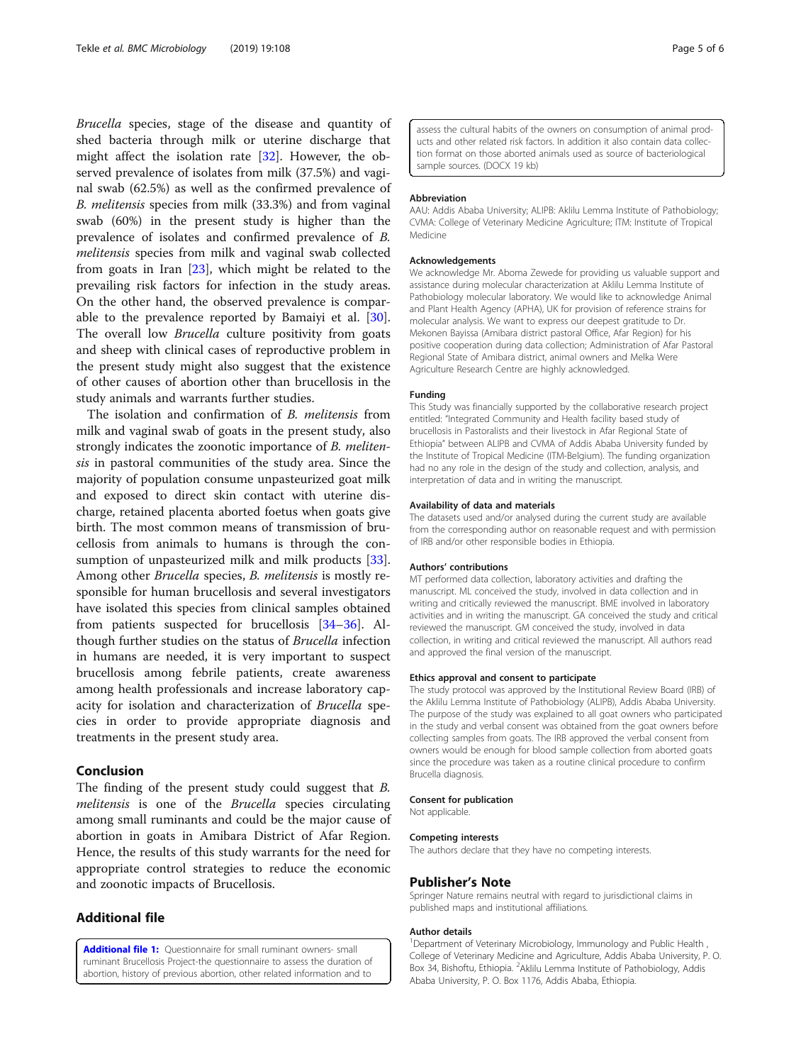*Brucella* species, stage of the disease and quantity of shed bacteria through milk or uterine discharge that might affect the isolation rate [32]. However, the observed prevalence of isolates from milk (37.5%) and vaginal swab (62.5%) as well as the confirmed prevalence of *B. melitensis* species from milk (33.3%) and from vaginal swab (60%) in the present study is higher than the prevalence of isolates and confirmed prevalence of *B. melitensis* species from milk and vaginal swab collected from goats in Iran [23], which might be related to the prevailing risk factors for infection in the study areas. On the other hand, the observed prevalence is comparable to the prevalence reported by Bamaiyi et al. [30]. The overall low *Brucella* culture positivity from goats and sheep with clinical cases of reproductive problem in the present study might also suggest that the existence of other causes of abortion other than brucellosis in the study animals and warrants further studies.

The isolation and confirmation of *B. melitensis* from milk and vaginal swab of goats in the present study, also strongly indicates the zoonotic importance of *B. melitensis* in pastoral communities of the study area. Since the majority of population consume unpasteurized goat milk and exposed to direct skin contact with uterine discharge, retained placenta aborted foetus when goats give birth. The most common means of transmission of brucellosis from animals to humans is through the consumption of unpasteurized milk and milk products [33]. Among other *Brucella* species, *B. melitensis* is mostly responsible for human brucellosis and several investigators have isolated this species from clinical samples obtained from patients suspected for brucellosis [34–36]. Although further studies on the status of *Brucella* infection in humans are needed, it is very important to suspect brucellosis among febrile patients, create awareness among health professionals and increase laboratory capacity for isolation and characterization of *Brucella* species in order to provide appropriate diagnosis and treatments in the present study area.

## Conclusion

The finding of the present study could suggest that *B. melitensis* is one of the *Brucella* species circulating among small ruminants and could be the major cause of abortion in goats in Amibara District of Afar Region. Hence, the results of this study warrants for the need for appropriate control strategies to reduce the economic and zoonotic impacts of Brucellosis.

## Additional file

**Additional file 1:** Questionnaire for small ruminant owners- small ruminant Brucellosis Project-the questionnaire to assess the duration of abortion, history of previous abortion, other related information and to assess the cultural habits of the owners on consumption of animal products and other related risk factors. In addition it also contain data collection format on those aborted animals used as source of bacteriological sample sources. (DOCX 19 kb)

### Abbreviation

AAU: Addis Ababa University; ALIPB: Aklilu Lemma Institute of Pathobiology; CVMA: College of Veterinary Medicine Agriculture; ITM: Institute of Tropical Medicine

### Acknowledgements

We acknowledge Mr. Aboma Zewede for providing us valuable support and assistance during molecular characterization at Aklilu Lemma Institute of Pathobiology molecular laboratory. We would like to acknowledge Animal and Plant Health Agency (APHA), UK for provision of reference strains for molecular analysis. We want to express our deepest gratitude to Dr. Mekonen Bayissa (Amibara district pastoral Office, Afar Region) for his positive cooperation during data collection; Administration of Afar Pastoral Regional State of Amibara district, animal owners and Melka Were Agriculture Research Centre are highly acknowledged.

### Funding

This Study was financially supported by the collaborative research project entitled: "Integrated Community and Health facility based study of brucellosis in Pastoralists and their livestock in Afar Regional State of Ethiopia" between ALIPB and CVMA of Addis Ababa University funded by the Institute of Tropical Medicine (ITM-Belgium). The funding organization had no any role in the design of the study and collection, analysis, and interpretation of data and in writing the manuscript.

### Availability of data and materials

The datasets used and/or analysed during the current study are available from the corresponding author on reasonable request and with permission of IRB and/or other responsible bodies in Ethiopia.

### Authors' contributions

MT performed data collection, laboratory activities and drafting the manuscript. ML conceived the study, involved in data collection and in writing and critically reviewed the manuscript. BME involved in laboratory activities and in writing the manuscript. GA conceived the study and critical reviewed the manuscript. GM conceived the study, involved in data collection, in writing and critical reviewed the manuscript. All authors read and approved the final version of the manuscript.

### Ethics approval and consent to participate

The study protocol was approved by the Institutional Review Board (IRB) of the Aklilu Lemma Institute of Pathobiology (ALIPB), Addis Ababa University. The purpose of the study was explained to all goat owners who participated in the study and verbal consent was obtained from the goat owners before collecting samples from goats. The IRB approved the verbal consent from owners would be enough for blood sample collection from aborted goats since the procedure was taken as a routine clinical procedure to confirm Brucella diagnosis.

### Consent for publication

Not applicable.

### Competing interests

The authors declare that they have no competing interests.

## Publisher's Note

Springer Nature remains neutral with regard to jurisdictional claims in published maps and institutional affiliations.

### Author details

[1]Department of Veterinary Microbiology, Immunology and Public Health , College of Veterinary Medicine and Agriculture, Addis Ababa University, P. O. Box 34, Bishoftu, Ethiopia. [2]Aklilu Lemma Institute of Pathobiology, Addis Ababa University, P. O. Box 1176, Addis Ababa, Ethiopia.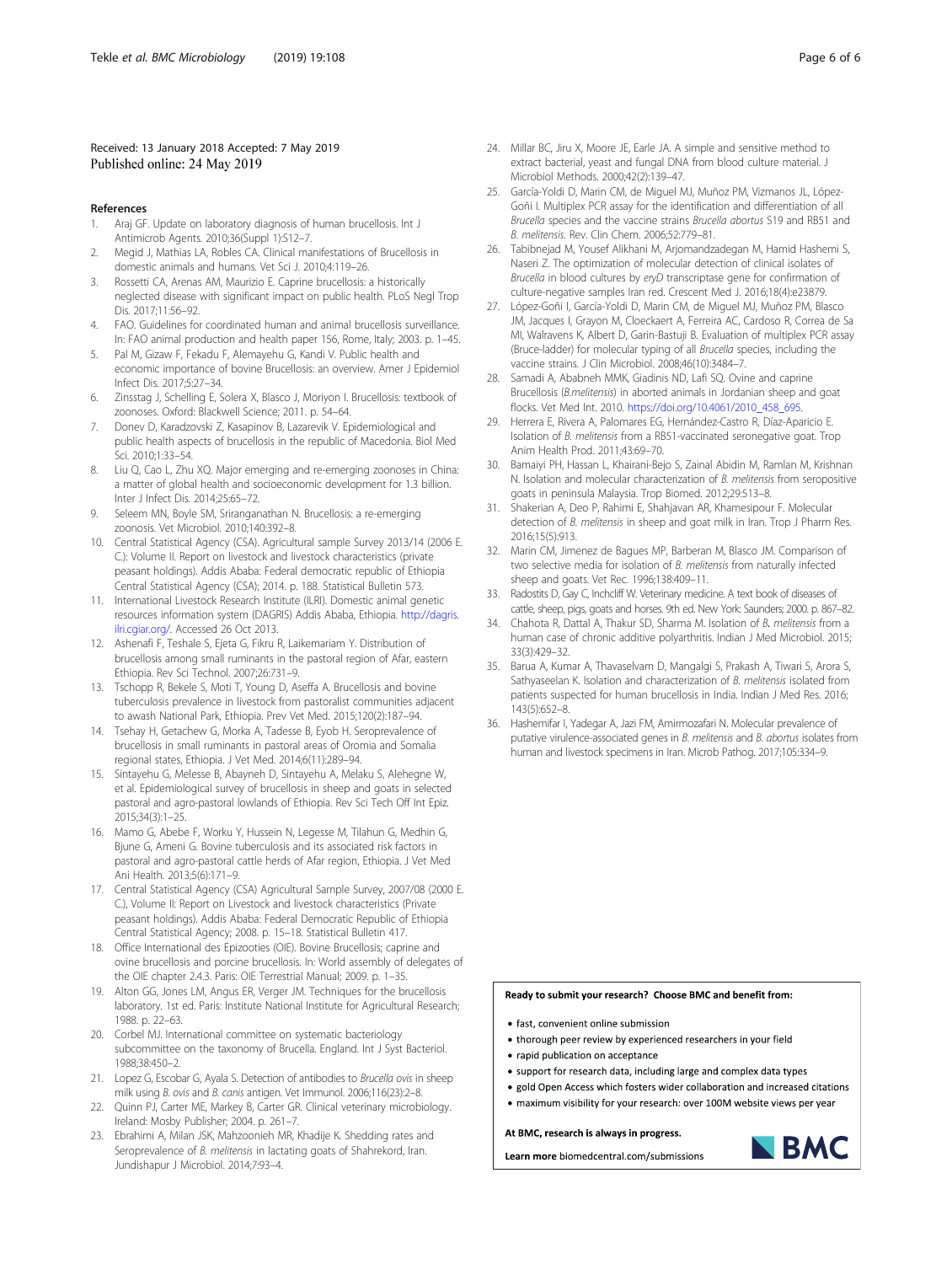Received: 13 January 2018 Accepted: 7 May 2019
Published online: 24 May 2019

## References

1. Araj GF. Update on laboratory diagnosis of human brucellosis. Int J Antimicrob Agents. 2010;36(Suppl 1):S12–7.
2. Megid J, Mathias LA, Robles CA. Clinical manifestations of Brucellosis in domestic animals and humans. Vet Sci J. 2010;4:119–26.
3. Rossetti CA, Arenas AM, Maurizio E. Caprine brucellosis: a historically neglected disease with significant impact on public health. PLoS Negl Trop Dis. 2017;11:56–92.
4. FAO. Guidelines for coordinated human and animal brucellosis surveillance. In: FAO animal production and health paper 156, Rome, Italy; 2003. p. 1–45.
5. Pal M, Gizaw F, Fekadu F, Alemayehu G, Kandi V. Public health and economic importance of bovine Brucellosis: an overview. Amer J Epidemiol Infect Dis. 2017;5:27–34.
6. Zinsstag J, Schelling E, Solera X, Blasco J, Moriyon I. Brucellosis: textbook of zoonoses. Oxford: Blackwell Science; 2011. p. 54–64.
7. Donev D, Karadzovski Z, Kasapinov B, Lazarevik V. Epidemiological and public health aspects of brucellosis in the republic of Macedonia. Biol Med Sci. 2010;1:33–54.
8. Liu Q, Cao L, Zhu XQ. Major emerging and re-emerging zoonoses in China: a matter of global health and socioeconomic development for 1.3 billion. Inter J Infect Dis. 2014;25:65–72.
9. Seleem MN, Boyle SM, Sriranganathan N. Brucellosis: a re-emerging zoonosis. Vet Microbiol. 2010;140:392–8.
10. Central Statistical Agency (CSA). Agricultural sample Survey 2013/14 (2006 E. C.): Volume II. Report on livestock and livestock characteristics (private peasant holdings). Addis Ababa: Federal democratic republic of Ethiopia Central Statistical Agency (CSA); 2014. p. 188. Statistical Bulletin 573.
11. International Livestock Research Institute (ILRI). Domestic animal genetic resources information system (DAGRIS) Addis Ababa, Ethiopia. http://dagris.ilri.cgiar.org/. Accessed 26 Oct 2013.
12. Ashenafi F, Teshale S, Ejeta G, Fikru R, Laikemariam Y. Distribution of brucellosis among small ruminants in the pastoral region of Afar, eastern Ethiopia. Rev Sci Technol. 2007;26:731–9.
13. Tschopp R, Bekele S, Moti T, Young D, Aseffa A. Brucellosis and bovine tuberculosis prevalence in livestock from pastoralist communities adjacent to awash National Park, Ethiopia. Prev Vet Med. 2015;120(2):187–94.
14. Tsehay H, Getachew G, Morka A, Tadesse B, Eyob H. Seroprevalence of brucellosis in small ruminants in pastoral areas of Oromia and Somalia regional states, Ethiopia. J Vet Med. 2014;6(11):289–94.
15. Sintayehu G, Melesse B, Abayneh D, Sintayehu A, Melaku S, Alehegne W, et al. Epidemiological survey of brucellosis in sheep and goats in selected pastoral and agro-pastoral lowlands of Ethiopia. Rev Sci Tech Off Int Epiz. 2015;34(3):1–25.
16. Mamo G, Abebe F, Worku Y, Hussein N, Legesse M, Tilahun G, Medhin G, Bjune G, Ameni G. Bovine tuberculosis and its associated risk factors in pastoral and agro-pastoral cattle herds of Afar region, Ethiopia. J Vet Med Ani Health. 2013;5(6):171–9.
17. Central Statistical Agency (CSA) Agricultural Sample Survey, 2007/08 (2000 E. C.), Volume II: Report on Livestock and livestock characteristics (Private peasant holdings). Addis Ababa: Federal Democratic Republic of Ethiopia Central Statistical Agency; 2008. p. 15–18. Statistical Bulletin 417.
18. Office International des Epizooties (OIE). Bovine Brucellosis; caprine and ovine brucellosis and porcine brucellosis. In: World assembly of delegates of the OIE chapter 2.4.3. Paris: OIE Terrestrial Manual; 2009. p. 1–35.
19. Alton GG, Jones LM, Angus ER, Verger JM. Techniques for the brucellosis laboratory. 1st ed. Paris: Institute National Institute for Agricultural Research; 1988. p. 22–63.
20. Corbel MJ. International committee on systematic bacteriology subcommittee on the taxonomy of Brucella. England. Int J Syst Bacteriol. 1988;38:450–2.
21. Lopez G, Escobar G, Ayala S. Detection of antibodies to *Brucella ovis* in sheep milk using *B. ovis* and *B. canis* antigen. Vet Immunol. 2006;116(23):2–8.
22. Quinn PJ, Carter ME, Markey B, Carter GR. Clinical veterinary microbiology. Ireland: Mosby Publisher; 2004. p. 261–7.
23. Ebrahimi A, Milan JSK, Mahzoonieh MR, Khadije K. Shedding rates and Seroprevalence of *B. melitensis* in lactating goats of Shahrekord, Iran. Jundishapur J Microbiol. 2014;7:93–4.
24. Millar BC, Jiru X, Moore JE, Earle JA. A simple and sensitive method to extract bacterial, yeast and fungal DNA from blood culture material. J Microbiol Methods. 2000;42(2):139–47.
25. García-Yoldi D, Marin CM, de Miguel MJ, Muñoz PM, Vizmanos JL, López-Goñi I. Multiplex PCR assay for the identification and differentiation of all *Brucella* species and the vaccine strains *Brucella abortus* S19 and RB51 and *B. melitensis*. Rev. Clin Chem. 2006;52:779–81.
26. Tabibnejad M, Yousef Alikhani M, Arjomandzadegan M, Hamid Hashemi S, Naseri Z. The optimization of molecular detection of clinical isolates of *Brucella* in blood cultures by *eryD* transcriptase gene for confirmation of culture-negative samples Iran red. Crescent Med J. 2016;18(4):e23879.
27. López-Goñi I, García-Yoldi D, Marin CM, de Miguel MJ, Muñoz PM, Blasco JM, Jacques I, Grayon M, Cloeckaert A, Ferreira AC, Cardoso R, Correa de Sa MI, Walravens K, Albert D, Garin-Bastuji B. Evaluation of multiplex PCR assay (Bruce-ladder) for molecular typing of all *Brucella* species, including the vaccine strains. J Clin Microbiol. 2008;46(10):3484–7.
28. Samadi A, Ababneh MMK, Giadinis ND, Lafi SQ. Ovine and caprine Brucellosis (*B.melitensis*) in aborted animals in Jordanian sheep and goat flocks. Vet Med Int. 2010. https://doi.org/10.4061/2010_458_695.
29. Herrera E, Rivera A, Palomares EG, Hernández-Castro R, Díaz-Aparicio E. Isolation of *B. melitensis* from a RB51-vaccinated seronegative goat. Trop Anim Health Prod. 2011;43:69–70.
30. Bamaiyi PH, Hassan L, Khairani-Bejo S, Zainal Abidin M, Ramlan M, Krishnan N. Isolation and molecular characterization of *B. melitensis* from seropositive goats in peninsula Malaysia. Trop Biomed. 2012;29:513–8.
31. Shakerian A, Deo P, Rahimi E, Shahjavan AR, Khamesipour F. Molecular detection of *B. melitensis* in sheep and goat milk in Iran. Trop J Pharm Res. 2016;15(5):913.
32. Marin CM, Jimenez de Bagues MP, Barberan M, Blasco JM. Comparison of two selective media for isolation of *B. melitensis* from naturally infected sheep and goats. Vet Rec. 1996;138:409–11.
33. Radostits D, Gay C, Inchcliff W. Veterinary medicine. A text book of diseases of cattle, sheep, pigs, goats and horses. 9th ed. New York: Saunders; 2000. p. 867–82.
34. Chahota R, Dattal A, Thakur SD, Sharma M. Isolation of *B. melitensis* from a human case of chronic additive polyarthritis. Indian J Med Microbiol. 2015;33(3):429–32.
35. Barua A, Kumar A, Thavaselvam D, Mangalgi S, Prakash A, Tiwari S, Arora S, Sathyaseelan K. Isolation and characterization of *B. melitensis* isolated from patients suspected for human brucellosis in India. Indian J Med Res. 2016;143(5):652–8.
36. Hashemifar I, Yadegar A, Jazi FM, Amirmozafari N. Molecular prevalence of putative virulence-associated genes in *B. melitensis* and *B. abortus* isolates from human and livestock specimens in Iran. Microb Pathog. 2017;105:334–9.

**Ready to submit your research? Choose BMC and benefit from:**

- fast, convenient online submission
- thorough peer review by experienced researchers in your field
- rapid publication on acceptance
- support for research data, including large and complex data types
- gold Open Access which fosters wider collaboration and increased citations
- maximum visibility for your research: over 100M website views per year

**At BMC, research is always in progress.**

**Learn more** biomedcentral.com/submissions

BMC